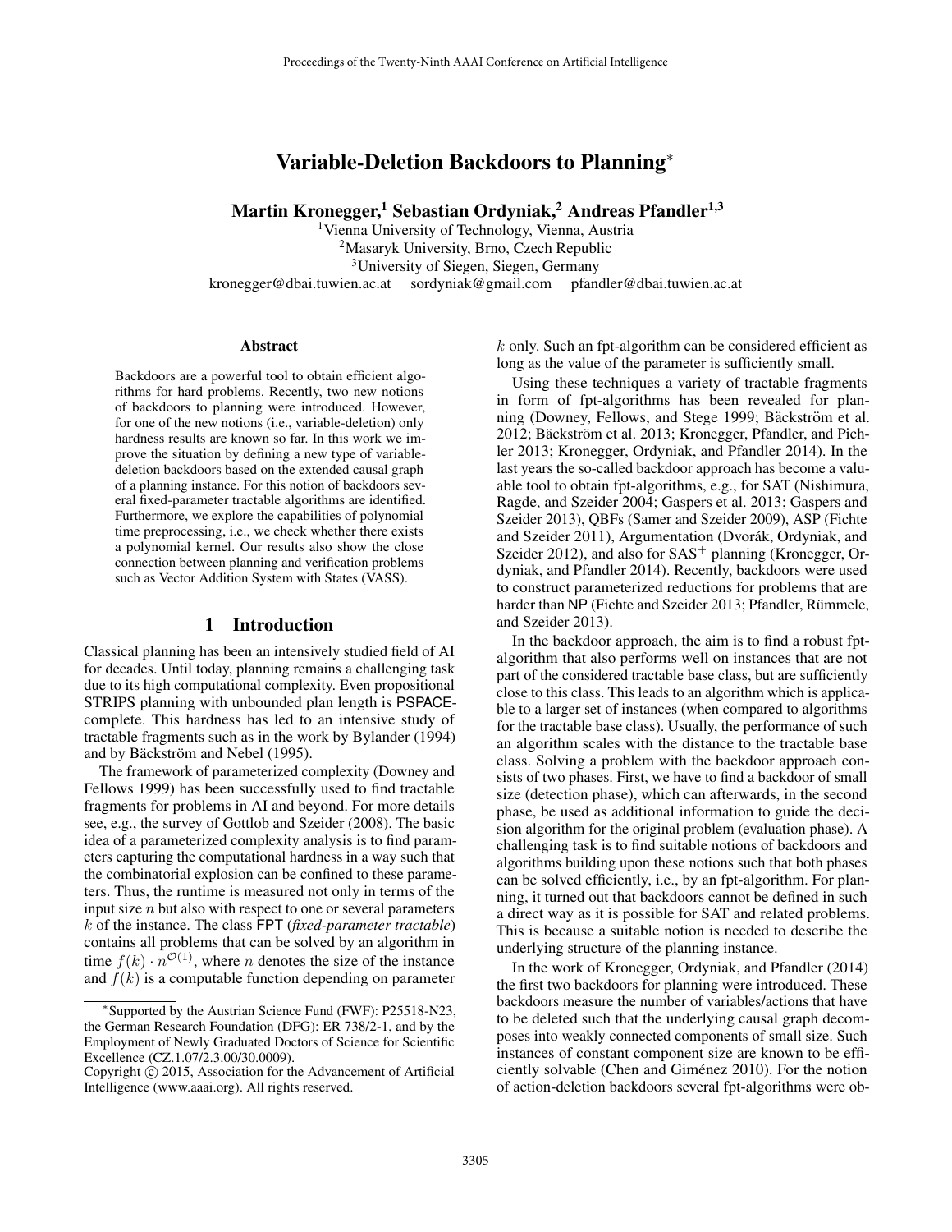# Variable-Deletion Backdoors to Planning*

**Martin Kronegger,[1] Sebastian Ordyniak,[2] Andreas Pfandler[1,3]**

[1]Vienna University of Technology, Vienna, Austria
[2]Masaryk University, Brno, Czech Republic
[3]University of Siegen, Siegen, Germany
kronegger@dbai.tuwien.ac.at sordyniak@gmail.com pfandler@dbai.tuwien.ac.at

## Abstract

Backdoors are a powerful tool to obtain efficient algorithms for hard problems. Recently, two new notions of backdoors to planning were introduced. However, for one of the new notions (i.e., variable-deletion) only hardness results are known so far. In this work we improve the situation by defining a new type of variable-deletion backdoors based on the extended causal graph of a planning instance. For this notion of backdoors several fixed-parameter tractable algorithms are identified. Furthermore, we explore the capabilities of polynomial time preprocessing, i.e., we check whether there exists a polynomial kernel. Our results also show the close connection between planning and verification problems such as Vector Addition System with States (VASS).

## 1 Introduction

Classical planning has been an intensively studied field of AI for decades. Until today, planning remains a challenging task due to its high computational complexity. Even propositional STRIPS planning with unbounded plan length is PSPACE-complete. This hardness has led to an intensive study of tractable fragments such as in the work by Bylander (1994) and by Bäckström and Nebel (1995).

The framework of parameterized complexity (Downey and Fellows 1999) has been successfully used to find tractable fragments for problems in AI and beyond. For more details see, e.g., the survey of Gottlob and Szeider (2008). The basic idea of a parameterized complexity analysis is to find parameters capturing the computational hardness in a way such that the combinatorial explosion can be confined to these parameters. Thus, the runtime is measured not only in terms of the input size $n$ but also with respect to one or several parameters $k$ of the instance. The class FPT (*fixed-parameter tractable*) contains all problems that can be solved by an algorithm in time $f(k) \cdot n^{\mathcal{O}(1)}$, where $n$ denotes the size of the instance and $f(k)$ is a computable function depending on parameter $k$ only. Such an fpt-algorithm can be considered efficient as long as the value of the parameter is sufficiently small.

Using these techniques a variety of tractable fragments in form of fpt-algorithms has been revealed for planning (Downey, Fellows, and Stege 1999; Bäckström et al. 2012; Bäckström et al. 2013; Kronegger, Pfandler, and Pichler 2013; Kronegger, Ordyniak, and Pfandler 2014). In the last years the so-called backdoor approach has become a valuable tool to obtain fpt-algorithms, e.g., for SAT (Nishimura, Ragde, and Szeider 2004; Gaspers et al. 2013; Gaspers and Szeider 2013), QBFs (Samer and Szeider 2009), ASP (Fichte and Szeider 2011), Argumentation (Dvorák, Ordyniak, and Szeider 2012), and also for SAS$^+$ planning (Kronegger, Ordyniak, and Pfandler 2014). Recently, backdoors were used to construct parameterized reductions for problems that are harder than NP (Fichte and Szeider 2013; Pfandler, Rümmele, and Szeider 2013).

In the backdoor approach, the aim is to find a robust fpt-algorithm that also performs well on instances that are not part of the considered tractable base class, but are sufficiently close to this class. This leads to an algorithm which is applicable to a larger set of instances (when compared to algorithms for the tractable base class). Usually, the performance of such an algorithm scales with the distance to the tractable base class. Solving a problem with the backdoor approach consists of two phases. First, we have to find a backdoor of small size (detection phase), which can afterwards, in the second phase, be used as additional information to guide the decision algorithm for the original problem (evaluation phase). A challenging task is to find suitable notions of backdoors and algorithms building upon these notions such that both phases can be solved efficiently, i.e., by an fpt-algorithm. For planning, it turned out that backdoors cannot be defined in such a direct way as it is possible for SAT and related problems. This is because a suitable notion is needed to describe the underlying structure of the planning instance.

In the work of Kronegger, Ordyniak, and Pfandler (2014) the first two backdoors for planning were introduced. These backdoors measure the number of variables/actions that have to be deleted such that the underlying causal graph decomposes into weakly connected components of small size. Such instances of constant component size are known to be efficiently solvable (Chen and Giménez 2010). For the notion of action-deletion backdoors several fpt-algorithms were ob-

*Supported by the Austrian Science Fund (FWF): P25518-N23, the German Research Foundation (DFG): ER 738/2-1, and by the Employment of Newly Graduated Doctors of Science for Scientific Excellence (CZ.1.07/2.3.00/30.0009).
Copyright © 2015, Association for the Advancement of Artificial Intelligence (www.aaai.org). All rights reserved.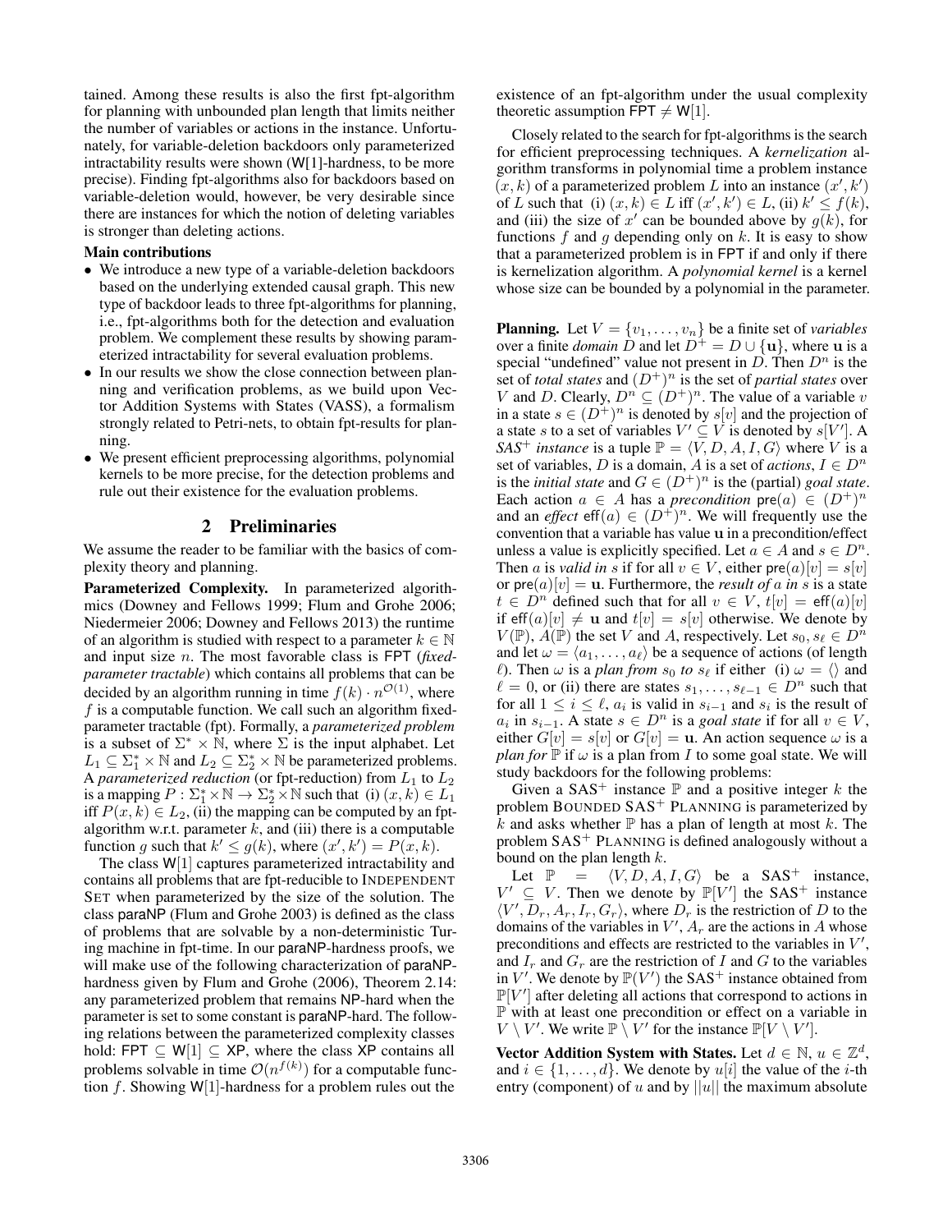tained. Among these results is also the first fpt-algorithm for planning with unbounded plan length that limits neither the number of variables or actions in the instance. Unfortunately, for variable-deletion backdoors only parameterized intractability results were shown (W[1]-hardness, to be more precise). Finding fpt-algorithms also for backdoors based on variable-deletion would, however, be very desirable since there are instances for which the notion of deleting variables is stronger than deleting actions.

**Main contributions**

- We introduce a new type of a variable-deletion backdoors based on the underlying extended causal graph. This new type of backdoor leads to three fpt-algorithms for planning, i.e., fpt-algorithms both for the detection and evaluation problem. We complement these results by showing parameterized intractability for several evaluation problems.
- In our results we show the close connection between planning and verification problems, as we build upon Vector Addition Systems with States (VASS), a formalism strongly related to Petri-nets, to obtain fpt-results for planning.
- We present efficient preprocessing algorithms, polynomial kernels to be more precise, for the detection problems and rule out their existence for the evaluation problems.

## 2 Preliminaries

We assume the reader to be familiar with the basics of complexity theory and planning.

**Parameterized Complexity.** In parameterized algorithmics (Downey and Fellows 1999; Flum and Grohe 2006; Niedermeier 2006; Downey and Fellows 2013) the runtime of an algorithm is studied with respect to a parameter $k \in \mathbb{N}$ and input size $n$. The most favorable class is FPT (*fixed-parameter tractable*) which contains all problems that can be decided by an algorithm running in time $f(k) \cdot n^{\mathcal{O}(1)}$, where $f$ is a computable function. We call such an algorithm fixed-parameter tractable (fpt). Formally, a *parameterized problem* is a subset of $\Sigma^* \times \mathbb{N}$, where $\Sigma$ is the input alphabet. Let $L_1 \subseteq \Sigma_1^* \times \mathbb{N}$ and $L_2 \subseteq \Sigma_2^* \times \mathbb{N}$ be parameterized problems. A *parameterized reduction* (or fpt-reduction) from $L_1$ to $L_2$ is a mapping $P : \Sigma_1^* \times \mathbb{N} \to \Sigma_2^* \times \mathbb{N}$ such that (i) $(x, k) \in L_1$ iff $P(x, k) \in L_2$, (ii) the mapping can be computed by an fpt-algorithm w.r.t. parameter $k$, and (iii) there is a computable function $g$ such that $k' \leq g(k)$, where $(x', k') = P(x, k)$.

The class W[1] captures parameterized intractability and contains all problems that are fpt-reducible to INDEPENDENT SET when parameterized by the size of the solution. The class paraNP (Flum and Grohe 2003) is defined as the class of problems that are solvable by a non-deterministic Turing machine in fpt-time. In our paraNP-hardness proofs, we will make use of the following characterization of paraNP-hardness given by Flum and Grohe (2006), Theorem 2.14: any parameterized problem that remains NP-hard when the parameter is set to some constant is paraNP-hard. The following relations between the parameterized complexity classes hold: FPT $\subseteq$ W[1] $\subseteq$ XP, where the class XP contains all problems solvable in time $\mathcal{O}(n^{f(k)})$ for a computable function $f$. Showing W[1]-hardness for a problem rules out the existence of an fpt-algorithm under the usual complexity theoretic assumption FPT $\neq$ W[1].

Closely related to the search for fpt-algorithms is the search for efficient preprocessing techniques. A *kernelization* algorithm transforms in polynomial time a problem instance $(x, k)$ of a parameterized problem $L$ into an instance $(x', k')$ of $L$ such that (i) $(x, k) \in L$ iff $(x', k') \in L$, (ii) $k' \leq f(k)$, and (iii) the size of $x'$ can be bounded above by $g(k)$, for functions $f$ and $g$ depending only on $k$. It is easy to show that a parameterized problem is in FPT if and only if there is kernelization algorithm. A *polynomial kernel* is a kernel whose size can be bounded by a polynomial in the parameter.

**Planning.** Let $V = \{v_1, \ldots, v_n\}$ be a finite set of *variables* over a finite *domain* $D$ and let $D^+ = D \cup \{\mathbf{u}\}$, where $\mathbf{u}$ is a special "undefined" value not present in $D$. Then $D^n$ is the set of *total states* and $(D^+)^n$ is the set of *partial states* over $V$ and $D$. Clearly, $D^n \subseteq (D^+)^n$. The value of a variable $v$ in a state $s \in (D^+)^n$ is denoted by $s[v]$ and the projection of a state $s$ to a set of variables $V' \subseteq V$ is denoted by $s[V']$. A *SAS$^+$ instance* is a tuple $\mathbb{P} = \langle V, D, A, I, G \rangle$ where $V$ is a set of variables, $D$ is a domain, $A$ is a set of *actions*, $I \in D^n$ is the *initial state* and $G \in (D^+)^n$ is the (partial) *goal state*. Each action $a \in A$ has a *precondition* $\mathsf{pre}(a) \in (D^+)^n$ and an *effect* $\mathsf{eff}(a) \in (D^+)^n$. We will frequently use the convention that a variable has value $\mathbf{u}$ in a precondition/effect unless a value is explicitly specified. Let $a \in A$ and $s \in D^n$. Then $a$ is *valid in* $s$ if for all $v \in V$, either $\mathsf{pre}(a)[v] = s[v]$ or $\mathsf{pre}(a)[v] = \mathbf{u}$. Furthermore, the *result of* $a$ *in* $s$ is a state $t \in D^n$ defined such that for all $v \in V$, $t[v] = \mathsf{eff}(a)[v]$ if $\mathsf{eff}(a)[v] \neq \mathbf{u}$ and $t[v] = s[v]$ otherwise. We denote by $V(\mathbb{P})$, $A(\mathbb{P})$ the set $V$ and $A$, respectively. Let $s_0, s_\ell \in D^n$ and let $\omega = \langle a_1, \ldots, a_\ell \rangle$ be a sequence of actions (of length $\ell$). Then $\omega$ is a *plan from* $s_0$ *to* $s_\ell$ if either (i) $\omega = \langle\rangle$ and $\ell = 0$, or (ii) there are states $s_1, \ldots, s_{\ell-1} \in D^n$ such that for all $1 \leq i \leq \ell$, $a_i$ is valid in $s_{i-1}$ and $s_i$ is the result of $a_i$ in $s_{i-1}$. A state $s \in D^n$ is a *goal state* if for all $v \in V$, either $G[v] = s[v]$ or $G[v] = \mathbf{u}$. An action sequence $\omega$ is a *plan for* $\mathbb{P}$ if $\omega$ is a plan from $I$ to some goal state. We will study backdoors for the following problems:

Given a SAS$^+$ instance $\mathbb{P}$ and a positive integer $k$ the problem BOUNDED SAS$^+$ PLANNING is parameterized by $k$ and asks whether $\mathbb{P}$ has a plan of length at most $k$. The problem SAS$^+$ PLANNING is defined analogously without a bound on the plan length $k$.

Let $\mathbb{P} = \langle V, D, A, I, G \rangle$ be a SAS$^+$ instance, $V' \subseteq V$. Then we denote by $\mathbb{P}[V']$ the SAS$^+$ instance $\langle V', D_r, A_r, I_r, G_r \rangle$, where $D_r$ is the restriction of $D$ to the domains of the variables in $V'$, $A_r$ are the actions in $A$ whose preconditions and effects are restricted to the variables in $V'$, and $I_r$ and $G_r$ are the restriction of $I$ and $G$ to the variables in $V'$. We denote by $\mathbb{P}(V')$ the SAS$^+$ instance obtained from $\mathbb{P}[V']$ after deleting all actions that correspond to actions in $\mathbb{P}$ with at least one precondition or effect on a variable in $V \setminus V'$. We write $\mathbb{P} \setminus V'$ for the instance $\mathbb{P}[V \setminus V']$.

**Vector Addition System with States.** Let $d \in \mathbb{N}$, $u \in \mathbb{Z}^d$, and $i \in \{1, \ldots, d\}$. We denote by $u[i]$ the value of the $i$-th entry (component) of $u$ and by $||u||$ the maximum absolute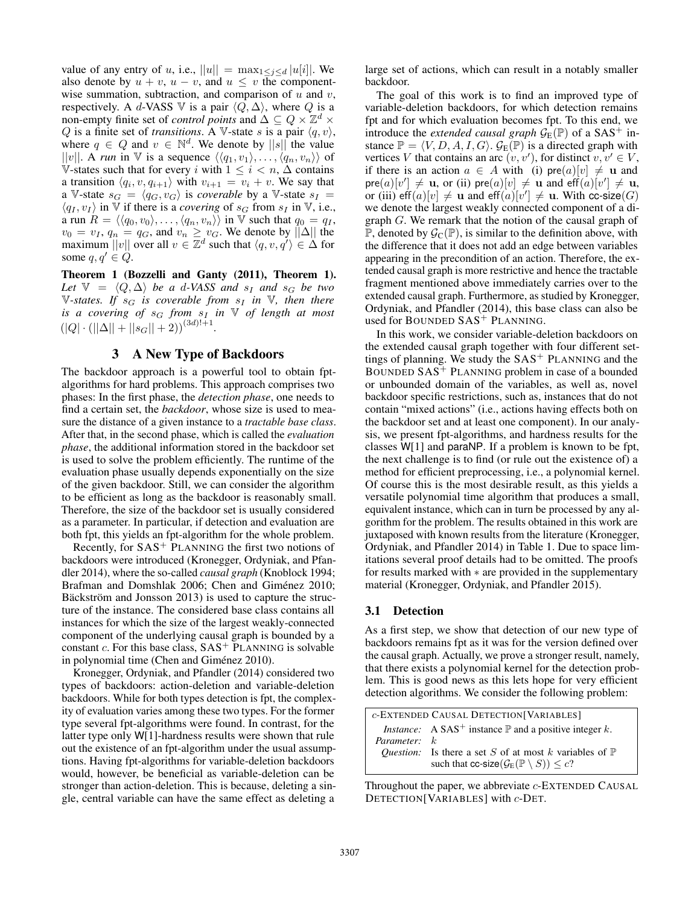value of any entry of $u$, i.e., $||u|| = \max_{1 \leq j \leq d} |u[i]|$. We also denote by $u + v$, $u - v$, and $u \leq v$ the component-wise summation, subtraction, and comparison of $u$ and $v$, respectively. A $d$-VASS $\mathbb{V}$ is a pair $\langle Q, \Delta \rangle$, where $Q$ is a non-empty finite set of *control points* and $\Delta \subseteq Q \times \mathbb{Z}^d \times Q$ is a finite set of *transitions*. A $\mathbb{V}$-state $s$ is a pair $\langle q, v \rangle$, where $q \in Q$ and $v \in \mathbb{N}^d$. We denote by $||s||$ the value $||v||$. A *run* in $\mathbb{V}$ is a sequence $\langle \langle q_1, v_1 \rangle, \ldots, \langle q_n, v_n \rangle \rangle$ of $\mathbb{V}$-states such that for every $i$ with $1 \leq i < n$, $\Delta$ contains a transition $\langle q_i, v, q_{i+1} \rangle$ with $v_{i+1} = v_i + v$. We say that a $\mathbb{V}$-state $s_G = \langle q_G, v_G \rangle$ is *coverable* by a $\mathbb{V}$-state $s_I = \langle q_I, v_I \rangle$ in $\mathbb{V}$ if there is a *covering* of $s_G$ from $s_I$ in $\mathbb{V}$, i.e., a run $R = \langle \langle q_0, v_0 \rangle, \ldots, \langle q_n, v_n \rangle \rangle$ in $\mathbb{V}$ such that $q_0 = q_I$, $v_0 = v_I$, $q_n = q_G$, and $v_n \geq v_G$. We denote by $||\Delta||$ the maximum $||v||$ over all $v \in \mathbb{Z}^d$ such that $\langle q, v, q' \rangle \in \Delta$ for some $q, q' \in Q$.

**Theorem 1 (Bozzelli and Ganty (2011), Theorem 1).** *Let $\mathbb{V} = \langle Q, \Delta \rangle$ be a $d$-VASS and $s_I$ and $s_G$ be two $\mathbb{V}$-states. If $s_G$ is coverable from $s_I$ in $\mathbb{V}$, then there is a covering of $s_G$ from $s_I$ in $\mathbb{V}$ of length at most $(|Q| \cdot (||\Delta|| + ||s_G|| + 2))^{(3d)!+1}$.*

## 3 A New Type of Backdoors

The backdoor approach is a powerful tool to obtain fpt-algorithms for hard problems. This approach comprises two phases: In the first phase, the *detection phase*, one needs to find a certain set, the *backdoor*, whose size is used to measure the distance of a given instance to a *tractable base class*. After that, in the second phase, which is called the *evaluation phase*, the additional information stored in the backdoor set is used to solve the problem efficiently. The runtime of the evaluation phase usually depends exponentially on the size of the given backdoor. Still, we can consider the algorithm to be efficient as long as the backdoor is reasonably small. Therefore, the size of the backdoor set is usually considered as a parameter. In particular, if detection and evaluation are both fpt, this yields an fpt-algorithm for the whole problem.

Recently, for SAS$^+$ PLANNING the first two notions of backdoors were introduced (Kronegger, Ordyniak, and Pfandler 2014), where the so-called *causal graph* (Knoblock 1994; Brafman and Domshlak 2006; Chen and Giménez 2010; Bäckström and Jonsson 2013) is used to capture the structure of the instance. The considered base class contains all instances for which the size of the largest weakly-connected component of the underlying causal graph is bounded by a constant $c$. For this base class, SAS$^+$ PLANNING is solvable in polynomial time (Chen and Giménez 2010).

Kronegger, Ordyniak, and Pfandler (2014) considered two types of backdoors: action-deletion and variable-deletion backdoors. While for both types detection is fpt, the complexity of evaluation varies among these two types. For the former type several fpt-algorithms were found. In contrast, for the latter type only W[1]-hardness results were shown that rule out the existence of an fpt-algorithm under the usual assumptions. Having fpt-algorithms for variable-deletion backdoors would, however, be beneficial as variable-deletion can be stronger than action-deletion. This is because, deleting a single, central variable can have the same effect as deleting a large set of actions, which can result in a notably smaller backdoor.

The goal of this work is to find an improved type of variable-deletion backdoors, for which detection remains fpt and for which evaluation becomes fpt. To this end, we introduce the *extended causal graph* $\mathcal{G}_{\text{E}}(\mathbb{P})$ of a SAS$^+$ instance $\mathbb{P} = \langle V, D, A, I, G \rangle$. $\mathcal{G}_{\text{E}}(\mathbb{P})$ is a directed graph with vertices $V$ that contains an arc $(v, v')$, for distinct $v, v' \in V$, if there is an action $a \in A$ with (i) $\mathsf{pre}(a)[v] \neq \mathbf{u}$ and $\mathsf{pre}(a)[v'] \neq \mathbf{u}$, or (ii) $\mathsf{pre}(a)[v] \neq \mathbf{u}$ and $\mathsf{eff}(a)[v'] \neq \mathbf{u}$, or (iii) $\mathsf{eff}(a)[v] \neq \mathbf{u}$ and $\mathsf{eff}(a)[v'] \neq \mathbf{u}$. With $\mathsf{cc\text{-}size}(G)$ we denote the largest weakly connected component of a digraph $G$. We remark that the notion of the causal graph of $\mathbb{P}$, denoted by $\mathcal{G}_{\text{C}}(\mathbb{P})$, is similar to the definition above, with the difference that it does not add an edge between variables appearing in the precondition of an action. Therefore, the extended causal graph is more restrictive and hence the tractable fragment mentioned above immediately carries over to the extended causal graph. Furthermore, as studied by Kronegger, Ordyniak, and Pfandler (2014), this base class can also be used for BOUNDED SAS$^+$ PLANNING.

In this work, we consider variable-deletion backdoors on the extended causal graph together with four different settings of planning. We study the SAS$^+$ PLANNING and the BOUNDED SAS$^+$ PLANNING problem in case of a bounded or unbounded domain of the variables, as well as, novel backdoor specific restrictions, such as, instances that do not contain "mixed actions" (i.e., actions having effects both on the backdoor set and at least one component). In our analysis, we present fpt-algorithms, and hardness results for the classes W[1] and paraNP. If a problem is known to be fpt, the next challenge is to find (or rule out the existence of) a method for efficient preprocessing, i.e., a polynomial kernel. Of course this is the most desirable result, as this yields a versatile polynomial time algorithm that produces a small, equivalent instance, which can in turn be processed by any algorithm for the problem. The results obtained in this work are juxtaposed with known results from the literature (Kronegger, Ordyniak, and Pfandler 2014) in Table 1. Due to space limitations several proof details had to be omitted. The proofs for results marked with $*$ are provided in the supplementary material (Kronegger, Ordyniak, and Pfandler 2015).

### 3.1 Detection

As a first step, we show that detection of our new type of backdoors remains fpt as it was for the version defined over the causal graph. Actually, we prove a stronger result, namely, that there exists a polynomial kernel for the detection problem. This is good news as this lets hope for very efficient detection algorithms. We consider the following problem:

| $c$-EXTENDED CAUSAL DETECTION[VARIABLES] | |
|---|---|
| *Instance:* | A SAS$^+$ instance $\mathbb{P}$ and a positive integer $k$. |
| *Parameter:* | $k$ |
| *Question:* | Is there a set $S$ of at most $k$ variables of $\mathbb{P}$ such that $\mathsf{cc\text{-}size}(\mathcal{G}_{\text{E}}(\mathbb{P} \setminus S)) \leq c$? |

Throughout the paper, we abbreviate $c$-EXTENDED CAUSAL DETECTION[VARIABLES] with $c$-DET.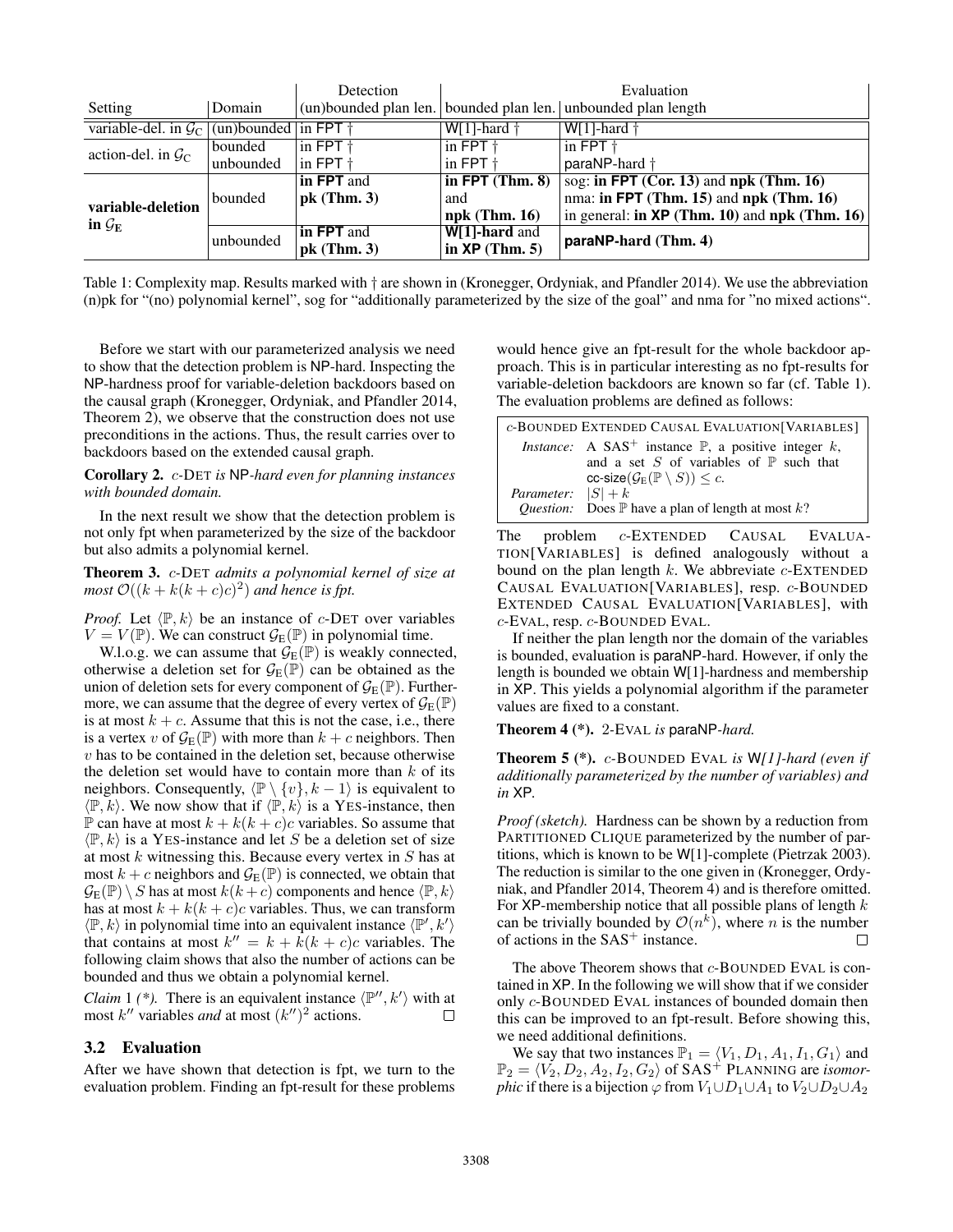| Setting | Domain | Detection | Evaluation | |
|---|---|---|---|---|
| | | (un)bounded plan len. | bounded plan len. | unbounded plan length |
| variable-del. in $\mathcal{G}_C$ | (un)bounded | in FPT † | W[1]-hard † | W[1]-hard † |
| action-del. in $\mathcal{G}_C$ | bounded | in FPT † | in FPT † | in FPT † |
| | unbounded | in FPT † | in FPT † | paraNP-hard † |
| **variable-deletion in $\mathcal{G}_E$** | bounded | **in FPT** and **pk (Thm. 3)** | **in FPT (Thm. 8)** and **npk (Thm. 16)** | sog: **in FPT (Cor. 13)** and **npk (Thm. 16)**<br>nma: **in FPT (Thm. 15)** and **npk (Thm. 16)**<br>in general: **in XP (Thm. 10)** and **npk (Thm. 16)** |
| | unbounded | **in FPT** and **pk (Thm. 3)** | **W[1]-hard** and **in XP (Thm. 5)** | **paraNP-hard (Thm. 4)** |

Table 1: Complexity map. Results marked with † are shown in (Kronegger, Ordyniak, and Pfandler 2014). We use the abbreviation (n)pk for "(no) polynomial kernel", sog for "additionally parameterized by the size of the goal" and nma for "no mixed actions".

Before we start with our parameterized analysis we need to show that the detection problem is NP-hard. Inspecting the NP-hardness proof for variable-deletion backdoors based on the causal graph (Kronegger, Ordyniak, and Pfandler 2014, Theorem 2), we observe that the construction does not use preconditions in the actions. Thus, the result carries over to backdoors based on the extended causal graph.

**Corollary 2.** *$c$-DET is NP-hard even for planning instances with bounded domain.*

In the next result we show that the detection problem is not only fpt when parameterized by the size of the backdoor but also admits a polynomial kernel.

**Theorem 3.** *$c$-DET admits a polynomial kernel of size at most $\mathcal{O}((k + k(k + c)c)^2)$ and hence is fpt.*

*Proof.* Let $\langle \mathbb{P}, k\rangle$ be an instance of $c$-DET over variables $V = V(\mathbb{P})$. We can construct $\mathcal{G}_E(\mathbb{P})$ in polynomial time.

W.l.o.g. we can assume that $\mathcal{G}_E(\mathbb{P})$ is weakly connected, otherwise a deletion set for $\mathcal{G}_E(\mathbb{P})$ can be obtained as the union of deletion sets for every component of $\mathcal{G}_E(\mathbb{P})$. Furthermore, we can assume that the degree of every vertex of $\mathcal{G}_E(\mathbb{P})$ is at most $k + c$. Assume that this is not the case, i.e., there is a vertex $v$ of $\mathcal{G}_E(\mathbb{P})$ with more than $k + c$ neighbors. Then $v$ has to be contained in the deletion set, because otherwise the deletion set would have to contain more than $k$ of its neighbors. Consequently, $\langle \mathbb{P} \setminus \{v\}, k - 1\rangle$ is equivalent to $\langle \mathbb{P}, k\rangle$. We now show that if $\langle \mathbb{P}, k\rangle$ is a YES-instance, then $\mathbb{P}$ can have at most $k + k(k + c)c$ variables. So assume that $\langle \mathbb{P}, k\rangle$ is a YES-instance and let $S$ be a deletion set of size at most $k$ witnessing this. Because every vertex in $S$ has at most $k + c$ neighbors and $\mathcal{G}_E(\mathbb{P})$ is connected, we obtain that $\mathcal{G}_E(\mathbb{P}) \setminus S$ has at most $k(k + c)$ components and hence $\langle \mathbb{P}, k\rangle$ has at most $k + k(k + c)c$ variables. Thus, we can transform $\langle \mathbb{P}, k\rangle$ in polynomial time into an equivalent instance $\langle \mathbb{P}', k'\rangle$ that contains at most $k'' = k + k(k + c)c$ variables. The following claim shows that also the number of actions can be bounded and thus we obtain a polynomial kernel.

*Claim 1 (\*).* There is an equivalent instance $\langle \mathbb{P}'', k'\rangle$ with at most $k''$ variables *and* at most $(k'')^2$ actions. □

## 3.2 Evaluation

After we have shown that detection is fpt, we turn to the evaluation problem. Finding an fpt-result for these problems would hence give an fpt-result for the whole backdoor approach. This is in particular interesting as no fpt-results for variable-deletion backdoors are known so far (cf. Table 1). The evaluation problems are defined as follows:

> $c$-BOUNDED EXTENDED CAUSAL EVALUATION[VARIABLES]
>
> *Instance:* A SAS$^+$ instance $\mathbb{P}$, a positive integer $k$, and a set $S$ of variables of $\mathbb{P}$ such that $\text{cc-size}(\mathcal{G}_E(\mathbb{P} \setminus S)) \leq c$.
>
> *Parameter:* $|S| + k$
>
> *Question:* Does $\mathbb{P}$ have a plan of length at most $k$?

The problem $c$-EXTENDED CAUSAL EVALUATION[VARIABLES] is defined analogously without a bound on the plan length $k$. We abbreviate $c$-EXTENDED CAUSAL EVALUATION[VARIABLES], resp. $c$-BOUNDED EXTENDED CAUSAL EVALUATION[VARIABLES], with $c$-EVAL, resp. $c$-BOUNDED EVAL.

If neither the plan length nor the domain of the variables is bounded, evaluation is paraNP-hard. However, if only the length is bounded we obtain W[1]-hardness and membership in XP. This yields a polynomial algorithm if the parameter values are fixed to a constant.

**Theorem 4 (\*).** *2-EVAL is paraNP-hard.*

**Theorem 5 (\*).** *$c$-BOUNDED EVAL is W[1]-hard (even if additionally parameterized by the number of variables) and in XP.*

*Proof (sketch).* Hardness can be shown by a reduction from PARTITIONED CLIQUE parameterized by the number of partitions, which is known to be W[1]-complete (Pietrzak 2003). The reduction is similar to the one given in (Kronegger, Ordyniak, and Pfandler 2014, Theorem 4) and is therefore omitted. For XP-membership notice that all possible plans of length $k$ can be trivially bounded by $\mathcal{O}(n^k)$, where $n$ is the number of actions in the SAS$^+$ instance. □

The above Theorem shows that $c$-BOUNDED EVAL is contained in XP. In the following we will show that if we consider only $c$-BOUNDED EVAL instances of bounded domain then this can be improved to an fpt-result. Before showing this, we need additional definitions.

We say that two instances $\mathbb{P}_1 = \langle V_1, D_1, A_1, I_1, G_1\rangle$ and $\mathbb{P}_2 = \langle V_2, D_2, A_2, I_2, G_2\rangle$ of SAS$^+$ PLANNING are *isomorphic* if there is a bijection $\varphi$ from $V_1 \cup D_1 \cup A_1$ to $V_2 \cup D_2 \cup A_2$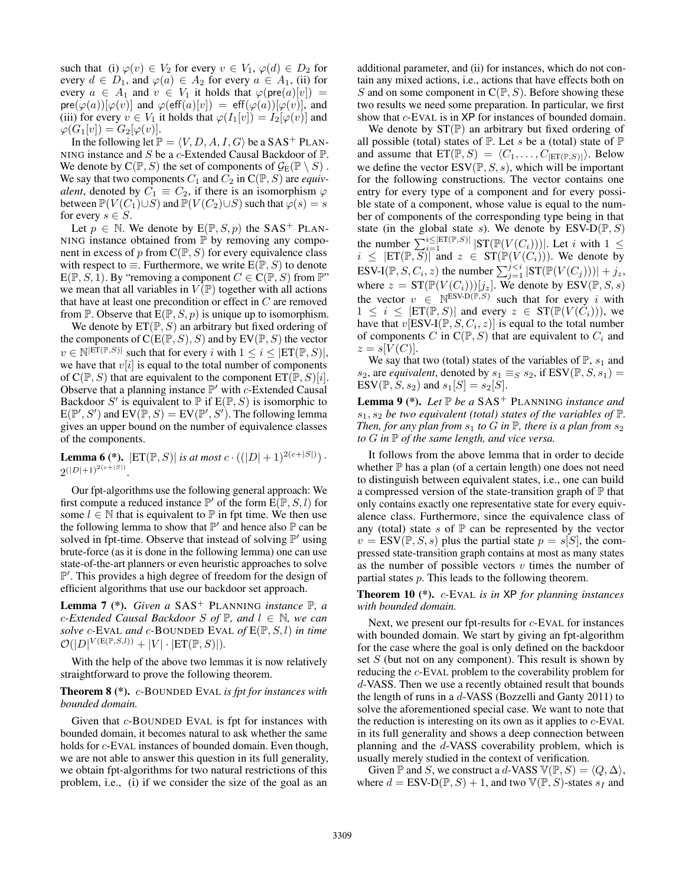such that (i) $\varphi(v) \in V_2$ for every $v \in V_1$, $\varphi(d) \in D_2$ for every $d \in D_1$, and $\varphi(a) \in A_2$ for every $a \in A_1$, (ii) for every $a \in A_1$ and $v \in V_1$ it holds that $\varphi(\mathsf{pre}(a)[v]) = \mathsf{pre}(\varphi(a))[\varphi(v)]$ and $\varphi(\mathsf{eff}(a)[v]) = \mathsf{eff}(\varphi(a))[\varphi(v)]$, and (iii) for every $v \in V_1$ it holds that $\varphi(I_1[v]) = I_2[\varphi(v)]$ and $\varphi(G_1[v]) = G_2[\varphi(v)]$.

In the following let $\mathbb{P} = \langle V, D, A, I, G \rangle$ be a SAS$^+$ PLANNING instance and $S$ be a $c$-Extended Causal Backdoor of $\mathbb{P}$. We denote by $\mathrm{C}(\mathbb{P}, S)$ the set of components of $\mathcal{G}_{\mathrm{E}}(\mathbb{P} \setminus S)$. We say that two components $C_1$ and $C_2$ in $\mathrm{C}(\mathbb{P}, S)$ are *equivalent*, denoted by $C_1 \equiv C_2$, if there is an isomorphism $\varphi$ between $\mathbb{P}(V(C_1) \cup S)$ and $\mathbb{P}(V(C_2) \cup S)$ such that $\varphi(s) = s$ for every $s \in S$.

Let $p \in \mathbb{N}$. We denote by $\mathrm{E}(\mathbb{P}, S, p)$ the SAS$^+$ PLANNING instance obtained from $\mathbb{P}$ by removing any component in excess of $p$ from $\mathrm{C}(\mathbb{P}, S)$ for every equivalence class with respect to $\equiv$. Furthermore, we write $\mathrm{E}(\mathbb{P}, S)$ to denote $\mathrm{E}(\mathbb{P}, S, 1)$. By "removing a component $C \in \mathrm{C}(\mathbb{P}, S)$ from $\mathbb{P}$" we mean that all variables in $V(\mathbb{P})$ together with all actions that have at least one precondition or effect in $C$ are removed from $\mathbb{P}$. Observe that $\mathrm{E}(\mathbb{P}, S, p)$ is unique up to isomorphism.

We denote by $\mathrm{ET}(\mathbb{P}, S)$ an arbitrary but fixed ordering of the components of $\mathrm{C}(\mathrm{E}(\mathbb{P}, S), S)$ and by $\mathrm{EV}(\mathbb{P}, S)$ the vector $v \in \mathbb{N}^{|\mathrm{ET}(\mathbb{P},S)|}$ such that for every $i$ with $1 \leq i \leq |\mathrm{ET}(\mathbb{P}, S)|$, we have that $v[i]$ is equal to the total number of components of $\mathrm{C}(\mathbb{P}, S)$ that are equivalent to the component $\mathrm{ET}(\mathbb{P}, S)[i]$. Observe that a planning instance $\mathbb{P}'$ with $c$-Extended Causal Backdoor $S'$ is equivalent to $\mathbb{P}$ if $\mathrm{E}(\mathbb{P}, S)$ is isomorphic to $\mathrm{E}(\mathbb{P}', S')$ and $\mathrm{EV}(\mathbb{P}, S) = \mathrm{EV}(\mathbb{P}', S')$. The following lemma gives an upper bound on the number of equivalence classes of the components.

**Lemma 6 (\*).** *$|\mathrm{ET}(\mathbb{P}, S)|$ is at most $c \cdot ((|D|+1)^{2(c+|S|)}) \cdot 2^{(|D|+1)^{2(c+|S|)}}$.*

Our fpt-algorithms use the following general approach: We first compute a reduced instance $\mathbb{P}'$ of the form $\mathrm{E}(\mathbb{P}, S, l)$ for some $l \in \mathbb{N}$ that is equivalent to $\mathbb{P}$ in fpt time. We then use the following lemma to show that $\mathbb{P}'$ and hence also $\mathbb{P}$ can be solved in fpt-time. Observe that instead of solving $\mathbb{P}'$ using brute-force (as it is done in the following lemma) one can use state-of-the-art planners or even heuristic approaches to solve $\mathbb{P}'$. This provides a high degree of freedom for the design of efficient algorithms that use our backdoor set approach.

**Lemma 7 (\*).** *Given a SAS$^+$ PLANNING instance $\mathbb{P}$, a $c$-Extended Causal Backdoor $S$ of $\mathbb{P}$, and $l \in \mathbb{N}$, we can solve $c$-EVAL and $c$-BOUNDED EVAL of $\mathrm{E}(\mathbb{P}, S, l)$ in time $\mathcal{O}(|D|^{V(\mathrm{E}(\mathbb{P},S,l))} + |V| \cdot |\mathrm{ET}(\mathbb{P}, S)|)$.*

With the help of the above two lemmas it is now relatively straightforward to prove the following theorem.

**Theorem 8 (\*).** *$c$-BOUNDED EVAL is fpt for instances with bounded domain.*

Given that $c$-BOUNDED EVAL is fpt for instances with bounded domain, it becomes natural to ask whether the same holds for $c$-EVAL instances of bounded domain. Even though, we are not able to answer this question in its full generality, we obtain fpt-algorithms for two natural restrictions of this problem, i.e., (i) if we consider the size of the goal as an additional parameter, and (ii) for instances, which do not contain any mixed actions, i.e., actions that have effects both on $S$ and on some component in $\mathrm{C}(\mathbb{P}, S)$. Before showing these two results we need some preparation. In particular, we first show that $c$-EVAL is in XP for instances of bounded domain.

We denote by $\mathrm{ST}(\mathbb{P})$ an arbitrary but fixed ordering of all possible (total) states of $\mathbb{P}$. Let $s$ be a (total) state of $\mathbb{P}$ and assume that $\mathrm{ET}(\mathbb{P}, S) = \langle C_1, \ldots, C_{|\mathrm{ET}(\mathbb{P},S)|} \rangle$. Below we define the vector $\mathrm{ESV}(\mathbb{P}, S, s)$, which will be important for the following constructions. The vector contains one entry for every type of a component and for every possible state of a component, whose value is equal to the number of components of the corresponding type being in that state (in the global state $s$). We denote by $\mathrm{ESV\text{-}D}(\mathbb{P}, S)$ the number $\sum_{i=1}^{i \leq |\mathrm{ET}(\mathbb{P},S)|} |\mathrm{ST}(\mathbb{P}(V(C_i)))|$. Let $i$ with $1 \leq i \leq |\mathrm{ET}(\mathbb{P}, S)|$ and $z \in \mathrm{ST}(\mathbb{P}(V(C_i)))$. We denote by $\mathrm{ESV\text{-}I}(\mathbb{P}, S, C_i, z)$ the number $\sum_{j=1}^{j<i} |\mathrm{ST}(\mathbb{P}(V(C_j)))| + j_z$, where $z = \mathrm{ST}(\mathbb{P}(V(C_i)))[j_z]$. We denote by $\mathrm{ESV}(\mathbb{P}, S, s)$ the vector $v \in \mathbb{N}^{\mathrm{ESV\text{-}D}(\mathbb{P},S)}$ such that for every $i$ with $1 \leq i \leq |\mathrm{ET}(\mathbb{P}, S)|$ and every $z \in \mathrm{ST}(\mathbb{P}(V(C_i)))$, we have that $v[\mathrm{ESV\text{-}I}(\mathbb{P}, S, C_i, z)]$ is equal to the total number of components $C$ in $\mathrm{C}(\mathbb{P}, S)$ that are equivalent to $C_i$ and $z = s[V(C)]$.

We say that two (total) states of the variables of $\mathbb{P}$, $s_1$ and $s_2$, are *equivalent*, denoted by $s_1 \equiv_S s_2$, if $\mathrm{ESV}(\mathbb{P}, S, s_1) = \mathrm{ESV}(\mathbb{P}, S, s_2)$ and $s_1[S] = s_2[S]$.

**Lemma 9 (\*).** *Let $\mathbb{P}$ be a SAS$^+$ PLANNING instance and $s_1, s_2$ be two equivalent (total) states of the variables of $\mathbb{P}$. Then, for any plan from $s_1$ to $G$ in $\mathbb{P}$, there is a plan from $s_2$ to $G$ in $\mathbb{P}$ of the same length, and vice versa.*

It follows from the above lemma that in order to decide whether $\mathbb{P}$ has a plan (of a certain length) one does not need to distinguish between equivalent states, i.e., one can build a compressed version of the state-transition graph of $\mathbb{P}$ that only contains exactly one representative state for every equivalence class. Furthermore, since the equivalence class of any (total) state $s$ of $\mathbb{P}$ can be represented by the vector $v = \mathrm{ESV}(\mathbb{P}, S, s)$ plus the partial state $p = s[S]$, the compressed state-transition graph contains at most as many states as the number of possible vectors $v$ times the number of partial states $p$. This leads to the following theorem.

**Theorem 10 (\*).** *$c$-EVAL is in XP for planning instances with bounded domain.*

Next, we present our fpt-results for $c$-EVAL for instances with bounded domain. We start by giving an fpt-algorithm for the case where the goal is only defined on the backdoor set $S$ (but not on any component). This result is shown by reducing the $c$-EVAL problem to the coverability problem for $d$-VASS. Then we use a recently obtained result that bounds the length of runs in a $d$-VASS (Bozzelli and Ganty 2011) to solve the aforementioned special case. We want to note that the reduction is interesting on its own as it applies to $c$-EVAL in its full generality and shows a deep connection between planning and the $d$-VASS coverability problem, which is usually merely studied in the context of verification.

Given $\mathbb{P}$ and $S$, we construct a $d$-VASS $\mathbb{V}(\mathbb{P}, S) = \langle Q, \Delta \rangle$, where $d = \mathrm{ESV\text{-}D}(\mathbb{P}, S) + 1$, and two $\mathbb{V}(\mathbb{P}, S)$-states $s_I$ and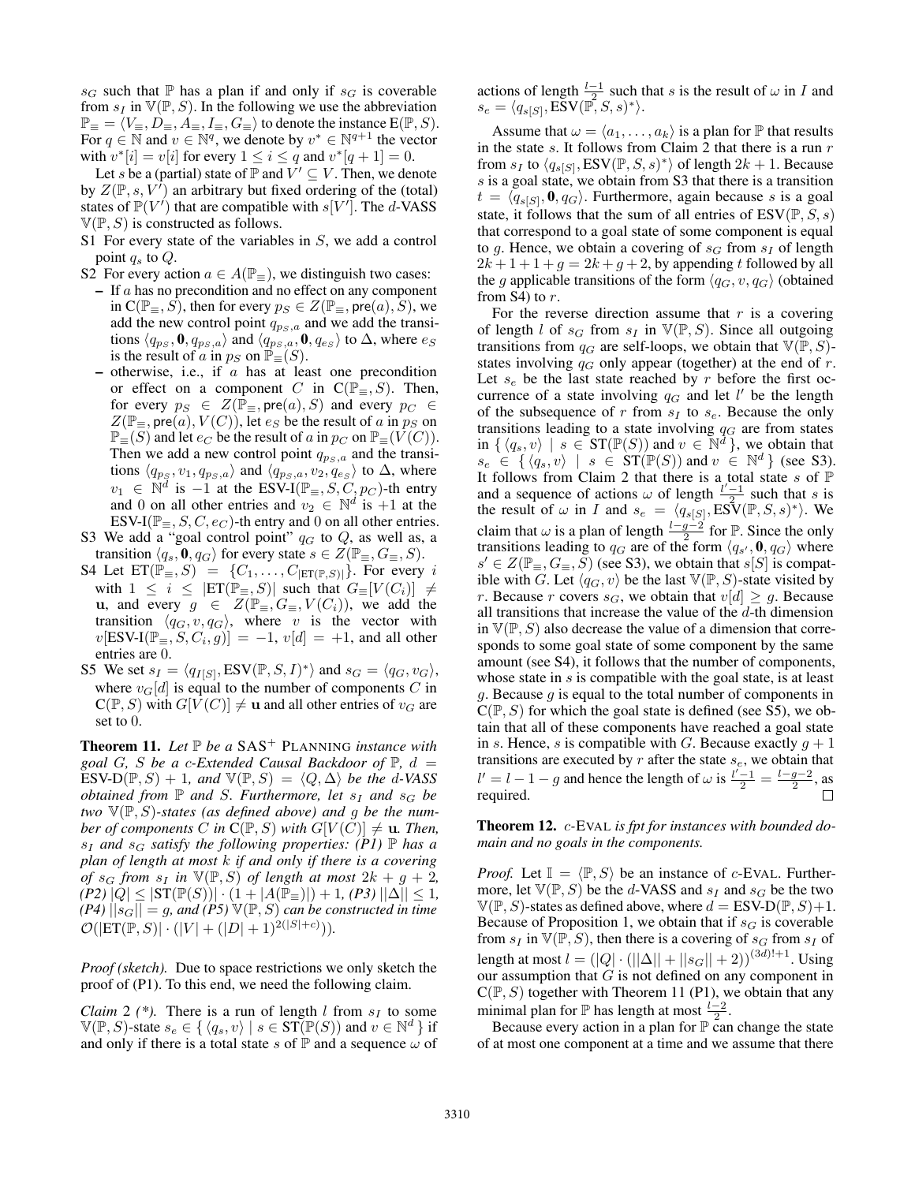$s_G$ such that $\mathbb{P}$ has a plan if and only if $s_G$ is coverable from $s_I$ in $\mathbb{V}(\mathbb{P}, S)$. In the following we use the abbreviation $\mathbb{P}_\equiv = \langle V_\equiv, D_\equiv, A_\equiv, I_\equiv, G_\equiv \rangle$ to denote the instance $\text{E}(\mathbb{P}, S)$. For $q \in \mathbb{N}$ and $v \in \mathbb{N}^q$, we denote by $v^* \in \mathbb{N}^{q+1}$ the vector with $v^*[i] = v[i]$ for every $1 \leq i \leq q$ and $v^*[q+1] = 0$.

Let $s$ be a (partial) state of $\mathbb{P}$ and $V' \subseteq V$. Then, we denote by $Z(\mathbb{P}, s, V')$ an arbitrary but fixed ordering of the (total) states of $\mathbb{P}(V')$ that are compatible with $s[V']$. The $d$-VASS $\mathbb{V}(\mathbb{P}, S)$ is constructed as follows.

- S1 For every state of the variables in $S$, we add a control point $q_s$ to $Q$.
- S2 For every action $a \in A(\mathbb{P}_\equiv)$, we distinguish two cases:
  - If $a$ has no precondition and no effect on any component in $\text{C}(\mathbb{P}_\equiv, S)$, then for every $p_S \in Z(\mathbb{P}_\equiv, \text{pre}(a), S)$, we add the new control point $q_{p_S,a}$ and we add the transitions $\langle q_{p_S}, \mathbf{0}, q_{p_S,a} \rangle$ and $\langle q_{p_S,a}, \mathbf{0}, q_{e_S} \rangle$ to $\Delta$, where $e_S$ is the result of $a$ in $p_S$ on $\mathbb{P}_\equiv(S)$.
  - otherwise, i.e., if $a$ has at least one precondition or effect on a component $C$ in $\text{C}(\mathbb{P}_\equiv, S)$. Then, for every $p_S \in Z(\mathbb{P}_\equiv, \text{pre}(a), S)$ and every $p_C \in Z(\mathbb{P}_\equiv, \text{pre}(a), V(C))$, let $e_S$ be the result of $a$ in $p_S$ on $\mathbb{P}_\equiv(S)$ and let $e_C$ be the result of $a$ in $p_C$ on $\mathbb{P}_\equiv(V(C))$. Then we add a new control point $q_{p_S,a}$ and the transitions $\langle q_{p_S}, v_1, q_{p_S,a} \rangle$ and $\langle q_{p_S,a}, v_2, q_{e_S} \rangle$ to $\Delta$, where $v_1 \in \mathbb{N}^d$ is $-1$ at the ESV-I$(\mathbb{P}_\equiv, S, C, p_C)$-th entry and 0 on all other entries and $v_2 \in \mathbb{N}^d$ is $+1$ at the ESV-I$(\mathbb{P}_\equiv, S, C, e_C)$-th entry and 0 on all other entries.
- S3 We add a "goal control point" $q_G$ to $Q$, as well as, a transition $\langle q_s, \mathbf{0}, q_G \rangle$ for every state $s \in Z(\mathbb{P}_\equiv, G_\equiv, S)$.
- S4 Let $\text{ET}(\mathbb{P}_\equiv, S) = \{C_1, \dots, C_{|\text{ET}(\mathbb{P}, S)|}\}$. For every $i$ with $1 \leq i \leq |\text{ET}(\mathbb{P}_\equiv, S)|$ such that $G_\equiv[V(C_i)] \neq \mathbf{u}$, and every $g \in Z(\mathbb{P}_\equiv, G_\equiv, V(C_i))$, we add the transition $\langle q_G, v, q_G \rangle$, where $v$ is the vector with $v[\text{ESV-I}(\mathbb{P}_\equiv, S, C_i, g)] = -1$, $v[d] = +1$, and all other entries are 0.
- S5 We set $s_I = \langle q_{I[S]}, \text{ESV}(\mathbb{P}, S, I)^* \rangle$ and $s_G = \langle q_G, v_G \rangle$, where $v_G[d]$ is equal to the number of components $C$ in $\text{C}(\mathbb{P}, S)$ with $G[V(C)] \neq \mathbf{u}$ and all other entries of $v_G$ are set to 0.

**Theorem 11.** *Let $\mathbb{P}$ be a* SAS$^+$ PLANNING *instance with goal $G$, $S$ be a $c$-Extended Causal Backdoor of $\mathbb{P}$, $d = \text{ESV-D}(\mathbb{P}, S) + 1$, and $\mathbb{V}(\mathbb{P}, S) = \langle Q, \Delta \rangle$ be the $d$-VASS obtained from $\mathbb{P}$ and $S$. Furthermore, let $s_I$ and $s_G$ be two $\mathbb{V}(\mathbb{P}, S)$-states (as defined above) and $g$ be the number of components $C$ in $\text{C}(\mathbb{P}, S)$ with $G[V(C)] \neq \mathbf{u}$. Then, $s_I$ and $s_G$ satisfy the following properties: (P1) $\mathbb{P}$ has a plan of length at most $k$ if and only if there is a covering of $s_G$ from $s_I$ in $\mathbb{V}(\mathbb{P}, S)$ of length at most $2k + g + 2$, (P2) $|Q| \leq |\text{ST}(\mathbb{P}(S))| \cdot (1 + |A(\mathbb{P}_\equiv)|) + 1$, (P3) $||\Delta|| \leq 1$, (P4) $||s_G|| = g$, and (P5) $\mathbb{V}(\mathbb{P}, S)$ can be constructed in time $\mathcal{O}(|\text{ET}(\mathbb{P}, S)| \cdot (|V| + (|D| + 1)^{2(|S|+c)}))$.*

*Proof (sketch).* Due to space restrictions we only sketch the proof of (P1). To this end, we need the following claim.

*Claim 2 (\*).* There is a run of length $l$ from $s_I$ to some $\mathbb{V}(\mathbb{P}, S)$-state $s_e \in \{ \langle q_s, v \rangle \mid s \in \text{ST}(\mathbb{P}(S)) \text{ and } v \in \mathbb{N}^d \}$ if and only if there is a total state $s$ of $\mathbb{P}$ and a sequence $\omega$ of actions of length $\frac{l-1}{2}$ such that $s$ is the result of $\omega$ in $I$ and $s_e = \langle q_{s[S]}, \text{ESV}(\mathbb{P}, S, s)^* \rangle$.

Assume that $\omega = \langle a_1, \dots, a_k \rangle$ is a plan for $\mathbb{P}$ that results in the state $s$. It follows from Claim 2 that there is a run $r$ from $s_I$ to $\langle q_{s[S]}, \text{ESV}(\mathbb{P}, S, s)^* \rangle$ of length $2k + 1$. Because $s$ is a goal state, we obtain from S3 that there is a transition $t = \langle q_{s[S]}, \mathbf{0}, q_G \rangle$. Furthermore, again because $s$ is a goal state, it follows that the sum of all entries of $\text{ESV}(\mathbb{P}, S, s)$ that correspond to a goal state of some component is equal to $g$. Hence, we obtain a covering of $s_G$ from $s_I$ of length $2k + 1 + 1 + g = 2k + g + 2$, by appending $t$ followed by all the $g$ applicable transitions of the form $\langle q_G, v, q_G \rangle$ (obtained from S4) to $r$.

For the reverse direction assume that $r$ is a covering of length $l$ of $s_G$ from $s_I$ in $\mathbb{V}(\mathbb{P}, S)$. Since all outgoing transitions from $q_G$ are self-loops, we obtain that $\mathbb{V}(\mathbb{P}, S)$-states involving $q_G$ only appear (together) at the end of $r$. Let $s_e$ be the last state reached by $r$ before the first occurrence of a state involving $q_G$ and let $l'$ be the length of the subsequence of $r$ from $s_I$ to $s_e$. Because the only transitions leading to a state involving $q_G$ are from states in $\{ \langle q_s, v \rangle \mid s \in \text{ST}(\mathbb{P}(S)) \text{ and } v \in \mathbb{N}^d \}$, we obtain that $s_e \in \{ \langle q_s, v \rangle \mid s \in \text{ST}(\mathbb{P}(S)) \text{ and } v \in \mathbb{N}^d \}$ (see S3). It follows from Claim 2 that there is a total state $s$ of $\mathbb{P}$ and a sequence of actions $\omega$ of length $\frac{l'-1}{2}$ such that $s$ is the result of $\omega$ in $I$ and $s_e = \langle q_{s[S]}, \text{ESV}(\mathbb{P}, S, s)^* \rangle$. We claim that $\omega$ is a plan of length $\frac{l-g-2}{2}$ for $\mathbb{P}$. Since the only transitions leading to $q_G$ are of the form $\langle q_{s'}, \mathbf{0}, q_G \rangle$ where $s' \in Z(\mathbb{P}_\equiv, G_\equiv, S)$ (see S3), we obtain that $s[S]$ is compatible with $G$. Let $\langle q_G, v \rangle$ be the last $\mathbb{V}(\mathbb{P}, S)$-state visited by $r$. Because $r$ covers $s_G$, we obtain that $v[d] \geq g$. Because all transitions that increase the value of the $d$-th dimension in $\mathbb{V}(\mathbb{P}, S)$ also decrease the value of a dimension that corresponds to some goal state of some component by the same amount (see S4), it follows that the number of components, whose state in $s$ is compatible with the goal state, is at least $g$. Because $g$ is equal to the total number of components in $\text{C}(\mathbb{P}, S)$ for which the goal state is defined (see S5), we obtain that all of these components have reached a goal state in $s$. Hence, $s$ is compatible with $G$. Because exactly $g + 1$ transitions are executed by $r$ after the state $s_e$, we obtain that $l' = l - 1 - g$ and hence the length of $\omega$ is $\frac{l'-1}{2} = \frac{l-g-2}{2}$, as required. $\square$

**Theorem 12.** *$c$-*EVAL *is fpt for instances with bounded domain and no goals in the components.*

*Proof.* Let $\mathbb{I} = \langle \mathbb{P}, S \rangle$ be an instance of $c$-EVAL. Furthermore, let $\mathbb{V}(\mathbb{P}, S)$ be the $d$-VASS and $s_I$ and $s_G$ be the two $\mathbb{V}(\mathbb{P}, S)$-states as defined above, where $d = \text{ESV-D}(\mathbb{P}, S) + 1$. Because of Proposition 1, we obtain that if $s_G$ is coverable from $s_I$ in $\mathbb{V}(\mathbb{P}, S)$, then there is a covering of $s_G$ from $s_I$ of length at most $l = (|Q| \cdot (||\Delta|| + ||s_G|| + 2))^{(3d)!+1}$. Using our assumption that $G$ is not defined on any component in $\text{C}(\mathbb{P}, S)$ together with Theorem 11 (P1), we obtain that any minimal plan for $\mathbb{P}$ has length at most $\frac{l-2}{2}$.

Because every action in a plan for $\mathbb{P}$ can change the state of at most one component at a time and we assume that there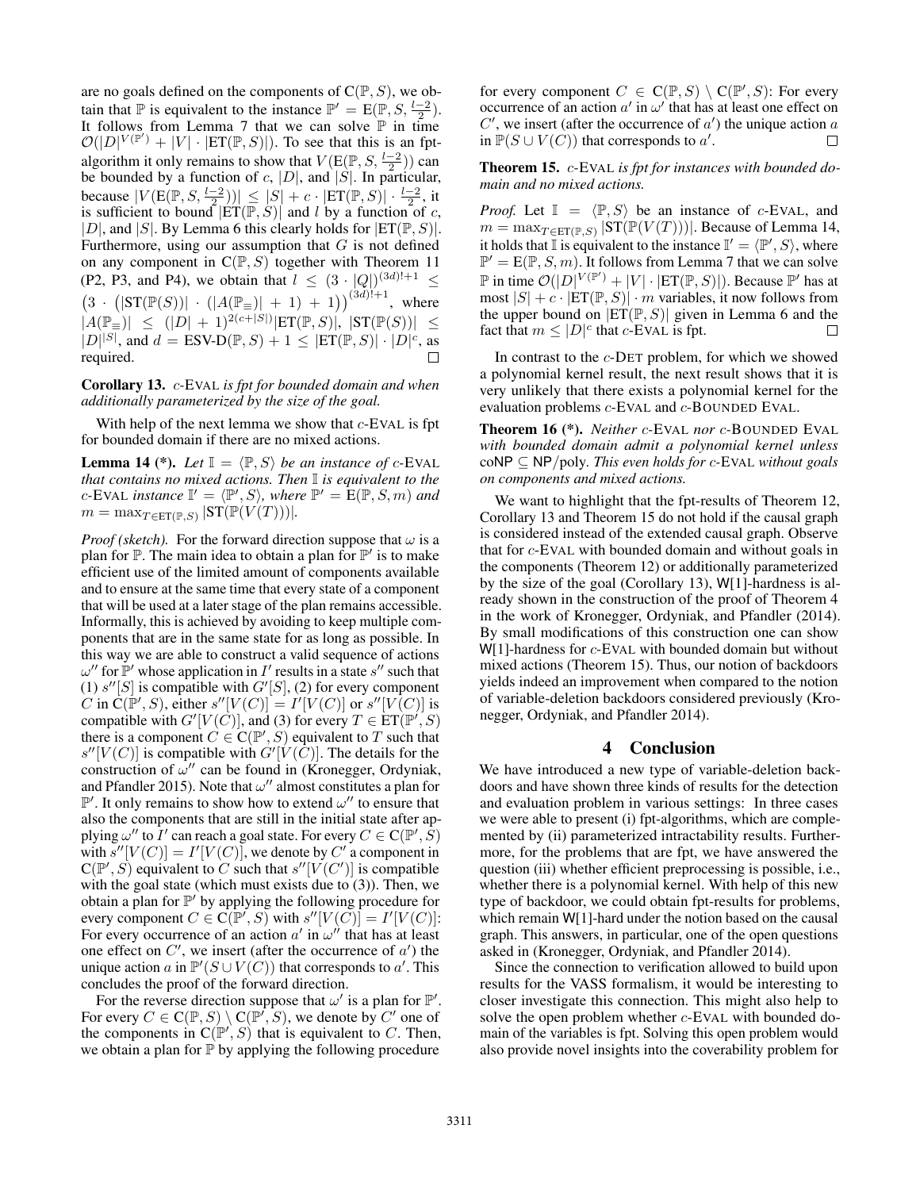are no goals defined on the components of $\mathrm{C}(\mathbb{P}, S)$, we obtain that $\mathbb{P}$ is equivalent to the instance $\mathbb{P}' = \mathrm{E}(\mathbb{P}, S, \frac{l-2}{2})$. It follows from Lemma 7 that we can solve $\mathbb{P}$ in time $\mathcal{O}(|D|^{V(\mathbb{P}')} + |V| \cdot |\mathrm{ET}(\mathbb{P}, S)|)$. To see that this is an fpt-algorithm it only remains to show that $V(\mathrm{E}(\mathbb{P}, S, \frac{l-2}{2}))$ can be bounded by a function of $c$, $|D|$, and $|S|$. In particular, because $|V(\mathrm{E}(\mathbb{P}, S, \frac{l-2}{2}))| \leq |S| + c \cdot |\mathrm{ET}(\mathbb{P}, S)| \cdot \frac{l-2}{2}$, it is sufficient to bound $|\mathrm{ET}(\mathbb{P}, S)|$ and $l$ by a function of $c$, $|D|$, and $|S|$. By Lemma 6 this clearly holds for $|\mathrm{ET}(\mathbb{P}, S)|$. Furthermore, using our assumption that $G$ is not defined on any component in $\mathrm{C}(\mathbb{P}, S)$ together with Theorem 11 (P2, P3, and P4), we obtain that $l \leq (3 \cdot |Q|)^{(3d)!+1} \leq \left(3 \cdot \left(|\mathrm{ST}(\mathbb{P}(S))| \cdot (|A(\mathbb{P}_{\equiv})| + 1) + 1\right)\right)^{(3d)!+1}$, where $|A(\mathbb{P}_{\equiv})| \leq (|D| + 1)^{2(c+|S|)}|\mathrm{ET}(\mathbb{P}, S)|$, $|\mathrm{ST}(\mathbb{P}(S))| \leq |D|^{|S|}$, and $d = \text{ESV-D}(\mathbb{P}, S) + 1 \leq |\mathrm{ET}(\mathbb{P}, S)| \cdot |D|^c$, as required. □

**Corollary 13.** *c*-EVAL *is fpt for bounded domain and when additionally parameterized by the size of the goal.*

With help of the next lemma we show that $c$-EVAL is fpt for bounded domain if there are no mixed actions.

**Lemma 14 (\*).** *Let $\mathbb{I} = \langle \mathbb{P}, S \rangle$ be an instance of $c$-EVAL that contains no mixed actions. Then $\mathbb{I}$ is equivalent to the $c$-EVAL instance $\mathbb{I}' = \langle \mathbb{P}', S \rangle$, where $\mathbb{P}' = \mathrm{E}(\mathbb{P}, S, m)$ and $m = \max_{T \in \mathrm{ET}(\mathbb{P}, S)} |\mathrm{ST}(\mathbb{P}(V(T)))|$.*

*Proof (sketch).* For the forward direction suppose that $\omega$ is a plan for $\mathbb{P}$. The main idea to obtain a plan for $\mathbb{P}'$ is to make efficient use of the limited amount of components available and to ensure at the same time that every state of a component that will be used at a later stage of the plan remains accessible. Informally, this is achieved by avoiding to keep multiple components that are in the same state for as long as possible. In this way we are able to construct a valid sequence of actions $\omega''$ for $\mathbb{P}'$ whose application in $I'$ results in a state $s''$ such that (1) $s''[S]$ is compatible with $G'[S]$, (2) for every component $C$ in $\mathrm{C}(\mathbb{P}', S)$, either $s''[V(C)] = I'[V(C)]$ or $s''[V(C)]$ is compatible with $G'[V(C)]$, and (3) for every $T \in \mathrm{ET}(\mathbb{P}', S)$ there is a component $C \in \mathrm{C}(\mathbb{P}', S)$ equivalent to $T$ such that $s''[V(C)]$ is compatible with $G'[V(C)]$. The details for the construction of $\omega''$ can be found in (Kronegger, Ordyniak, and Pfandler 2015). Note that $\omega''$ almost constitutes a plan for $\mathbb{P}'$. It only remains to show how to extend $\omega''$ to ensure that also the components that are still in the initial state after applying $\omega''$ to $I'$ can reach a goal state. For every $C \in \mathrm{C}(\mathbb{P}', S)$ with $s''[V(C)] = I'[V(C)]$, we denote by $C'$ a component in $\mathrm{C}(\mathbb{P}', S)$ equivalent to $C$ such that $s''[V(C')]$ is compatible with the goal state (which must exists due to (3)). Then, we obtain a plan for $\mathbb{P}'$ by applying the following procedure for every component $C \in \mathrm{C}(\mathbb{P}', S)$ with $s''[V(C)] = I'[V(C)]$: For every occurrence of an action $a'$ in $\omega''$ that has at least one effect on $C'$, we insert (after the occurrence of $a'$) the unique action $a$ in $\mathbb{P}'(S \cup V(C))$ that corresponds to $a'$. This concludes the proof of the forward direction.

For the reverse direction suppose that $\omega'$ is a plan for $\mathbb{P}'$. For every $C \in \mathrm{C}(\mathbb{P}, S) \setminus \mathrm{C}(\mathbb{P}', S)$, we denote by $C'$ one of the components in $\mathrm{C}(\mathbb{P}', S)$ that is equivalent to $C$. Then, we obtain a plan for $\mathbb{P}$ by applying the following procedure for every component $C \in \mathrm{C}(\mathbb{P}, S) \setminus \mathrm{C}(\mathbb{P}', S)$: For every occurrence of an action $a'$ in $\omega'$ that has at least one effect on $C'$, we insert (after the occurrence of $a'$) the unique action $a$ in $\mathbb{P}(S \cup V(C))$ that corresponds to $a'$. □

**Theorem 15.** *c*-EVAL *is fpt for instances with bounded domain and no mixed actions.*

*Proof.* Let $\mathbb{I} = \langle \mathbb{P}, S \rangle$ be an instance of $c$-EVAL, and $m = \max_{T \in \mathrm{ET}(\mathbb{P}, S)} |\mathrm{ST}(\mathbb{P}(V(T)))|$. Because of Lemma 14, it holds that $\mathbb{I}$ is equivalent to the instance $\mathbb{I}' = \langle \mathbb{P}', S \rangle$, where $\mathbb{P}' = \mathrm{E}(\mathbb{P}, S, m)$. It follows from Lemma 7 that we can solve $\mathbb{P}$ in time $\mathcal{O}(|D|^{V(\mathbb{P}')} + |V| \cdot |\mathrm{ET}(\mathbb{P}, S)|)$. Because $\mathbb{P}'$ has at most $|S| + c \cdot |\mathrm{ET}(\mathbb{P}, S)| \cdot m$ variables, it now follows from the upper bound on $|\mathrm{ET}(\mathbb{P}, S)|$ given in Lemma 6 and the fact that $m \leq |D|^c$ that $c$-EVAL is fpt. □

In contrast to the $c$-DET problem, for which we showed a polynomial kernel result, the next result shows that it is very unlikely that there exists a polynomial kernel for the evaluation problems $c$-EVAL and $c$-BOUNDED EVAL.

**Theorem 16 (\*).** *Neither $c$-EVAL nor $c$-BOUNDED EVAL with bounded domain admit a polynomial kernel unless* coNP ⊆ NP/poly. *This even holds for $c$-EVAL without goals on components and mixed actions.*

We want to highlight that the fpt-results of Theorem 12, Corollary 13 and Theorem 15 do not hold if the causal graph is considered instead of the extended causal graph. Observe that for $c$-EVAL with bounded domain and without goals in the components (Theorem 12) or additionally parameterized by the size of the goal (Corollary 13), W[1]-hardness is already shown in the construction of the proof of Theorem 4 in the work of Kronegger, Ordyniak, and Pfandler (2014). By small modifications of this construction one can show W[1]-hardness for $c$-EVAL with bounded domain but without mixed actions (Theorem 15). Thus, our notion of backdoors yields indeed an improvement when compared to the notion of variable-deletion backdoors considered previously (Kronegger, Ordyniak, and Pfandler 2014).

## 4 Conclusion

We have introduced a new type of variable-deletion backdoors and have shown three kinds of results for the detection and evaluation problem in various settings: In three cases we were able to present (i) fpt-algorithms, which are complemented by (ii) parameterized intractability results. Furthermore, for the problems that are fpt, we have answered the question (iii) whether efficient preprocessing is possible, i.e., whether there is a polynomial kernel. With help of this new type of backdoor, we could obtain fpt-results for problems, which remain W[1]-hard under the notion based on the causal graph. This answers, in particular, one of the open questions asked in (Kronegger, Ordyniak, and Pfandler 2014).

Since the connection to verification allowed to build upon results for the VASS formalism, it would be interesting to closer investigate this connection. This might also help to solve the open problem whether $c$-EVAL with bounded domain of the variables is fpt. Solving this open problem would also provide novel insights into the coverability problem for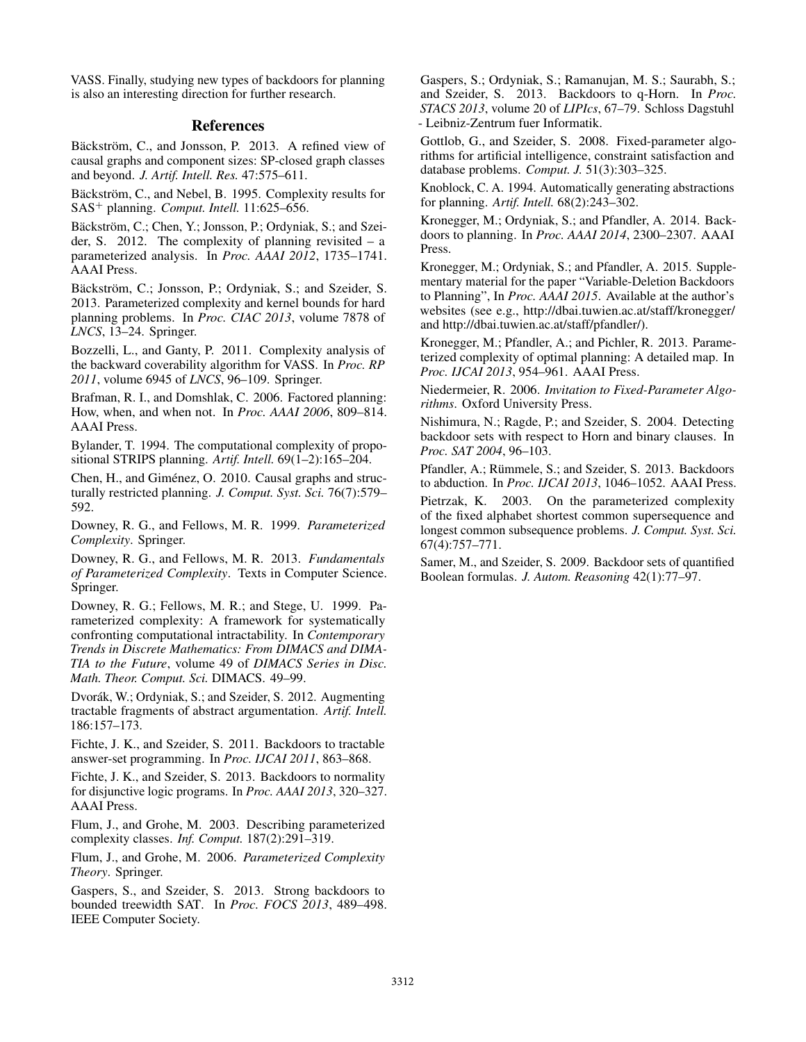VASS. Finally, studying new types of backdoors for planning is also an interesting direction for further research.

## References

Bäckström, C., and Jonsson, P. 2013. A refined view of causal graphs and component sizes: SP-closed graph classes and beyond. *J. Artif. Intell. Res.* 47:575–611.

Bäckström, C., and Nebel, B. 1995. Complexity results for $SAS^+$ planning. *Comput. Intell.* 11:625–656.

Bäckström, C.; Chen, Y.; Jonsson, P.; Ordyniak, S.; and Szeider, S. 2012. The complexity of planning revisited – a parameterized analysis. In *Proc. AAAI 2012*, 1735–1741. AAAI Press.

Bäckström, C.; Jonsson, P.; Ordyniak, S.; and Szeider, S. 2013. Parameterized complexity and kernel bounds for hard planning problems. In *Proc. CIAC 2013*, volume 7878 of *LNCS*, 13–24. Springer.

Bozzelli, L., and Ganty, P. 2011. Complexity analysis of the backward coverability algorithm for VASS. In *Proc. RP 2011*, volume 6945 of *LNCS*, 96–109. Springer.

Brafman, R. I., and Domshlak, C. 2006. Factored planning: How, when, and when not. In *Proc. AAAI 2006*, 809–814. AAAI Press.

Bylander, T. 1994. The computational complexity of propositional STRIPS planning. *Artif. Intell.* 69(1–2):165–204.

Chen, H., and Giménez, O. 2010. Causal graphs and structurally restricted planning. *J. Comput. Syst. Sci.* 76(7):579–592.

Downey, R. G., and Fellows, M. R. 1999. *Parameterized Complexity*. Springer.

Downey, R. G., and Fellows, M. R. 2013. *Fundamentals of Parameterized Complexity*. Texts in Computer Science. Springer.

Downey, R. G.; Fellows, M. R.; and Stege, U. 1999. Parameterized complexity: A framework for systematically confronting computational intractability. In *Contemporary Trends in Discrete Mathematics: From DIMACS and DIMATIA to the Future*, volume 49 of *DIMACS Series in Disc. Math. Theor. Comput. Sci.* DIMACS. 49–99.

Dvorák, W.; Ordyniak, S.; and Szeider, S. 2012. Augmenting tractable fragments of abstract argumentation. *Artif. Intell.* 186:157–173.

Fichte, J. K., and Szeider, S. 2011. Backdoors to tractable answer-set programming. In *Proc. IJCAI 2011*, 863–868.

Fichte, J. K., and Szeider, S. 2013. Backdoors to normality for disjunctive logic programs. In *Proc. AAAI 2013*, 320–327. AAAI Press.

Flum, J., and Grohe, M. 2003. Describing parameterized complexity classes. *Inf. Comput.* 187(2):291–319.

Flum, J., and Grohe, M. 2006. *Parameterized Complexity Theory*. Springer.

Gaspers, S., and Szeider, S. 2013. Strong backdoors to bounded treewidth SAT. In *Proc. FOCS 2013*, 489–498. IEEE Computer Society.

Gaspers, S.; Ordyniak, S.; Ramanujan, M. S.; Saurabh, S.; and Szeider, S. 2013. Backdoors to q-Horn. In *Proc. STACS 2013*, volume 20 of *LIPIcs*, 67–79. Schloss Dagstuhl - Leibniz-Zentrum fuer Informatik.

Gottlob, G., and Szeider, S. 2008. Fixed-parameter algorithms for artificial intelligence, constraint satisfaction and database problems. *Comput. J.* 51(3):303–325.

Knoblock, C. A. 1994. Automatically generating abstractions for planning. *Artif. Intell.* 68(2):243–302.

Kronegger, M.; Ordyniak, S.; and Pfandler, A. 2014. Backdoors to planning. In *Proc. AAAI 2014*, 2300–2307. AAAI Press.

Kronegger, M.; Ordyniak, S.; and Pfandler, A. 2015. Supplementary material for the paper "Variable-Deletion Backdoors to Planning", In *Proc. AAAI 2015*. Available at the author's websites (see e.g., http://dbai.tuwien.ac.at/staff/kronegger/ and http://dbai.tuwien.ac.at/staff/pfandler/).

Kronegger, M.; Pfandler, A.; and Pichler, R. 2013. Parameterized complexity of optimal planning: A detailed map. In *Proc. IJCAI 2013*, 954–961. AAAI Press.

Niedermeier, R. 2006. *Invitation to Fixed-Parameter Algorithms*. Oxford University Press.

Nishimura, N.; Ragde, P.; and Szeider, S. 2004. Detecting backdoor sets with respect to Horn and binary clauses. In *Proc. SAT 2004*, 96–103.

Pfandler, A.; Rümmele, S.; and Szeider, S. 2013. Backdoors to abduction. In *Proc. IJCAI 2013*, 1046–1052. AAAI Press.

Pietrzak, K. 2003. On the parameterized complexity of the fixed alphabet shortest common supersequence and longest common subsequence problems. *J. Comput. Syst. Sci.* 67(4):757–771.

Samer, M., and Szeider, S. 2009. Backdoor sets of quantified Boolean formulas. *J. Autom. Reasoning* 42(1):77–97.